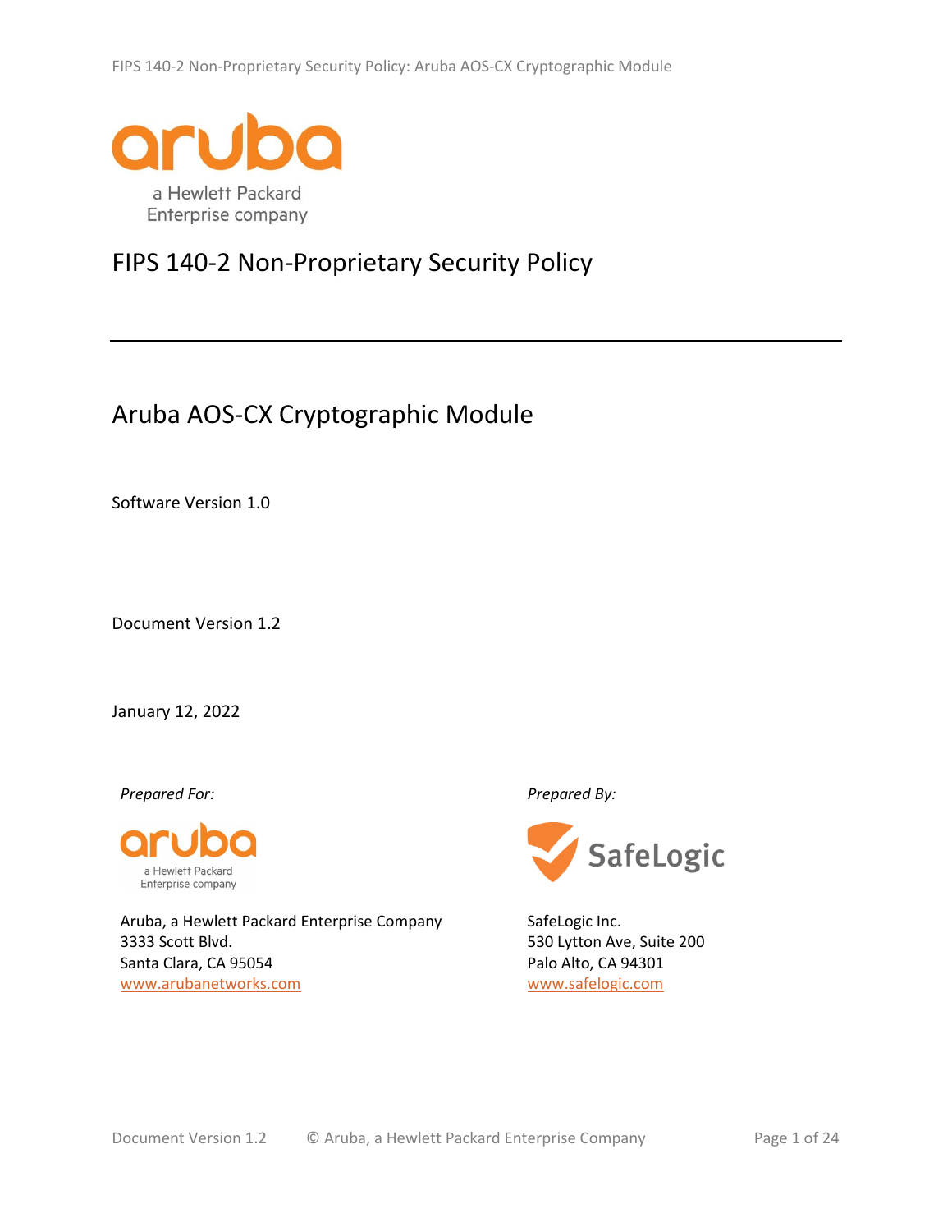# FIPS 140-2 Non-Proprietary Security Policy

## Aruba AOS-CX Cryptographic Module

Software Version 1.0

Document Version 1.2

January 12, 2022

*Prepared For:*

Aruba, a Hewlett Packard Enterprise Company
3333 Scott Blvd.
Santa Clara, CA 95054
www.arubanetworks.com

*Prepared By:*

SafeLogic Inc.
530 Lytton Ave, Suite 200
Palo Alto, CA 94301
www.safelogic.com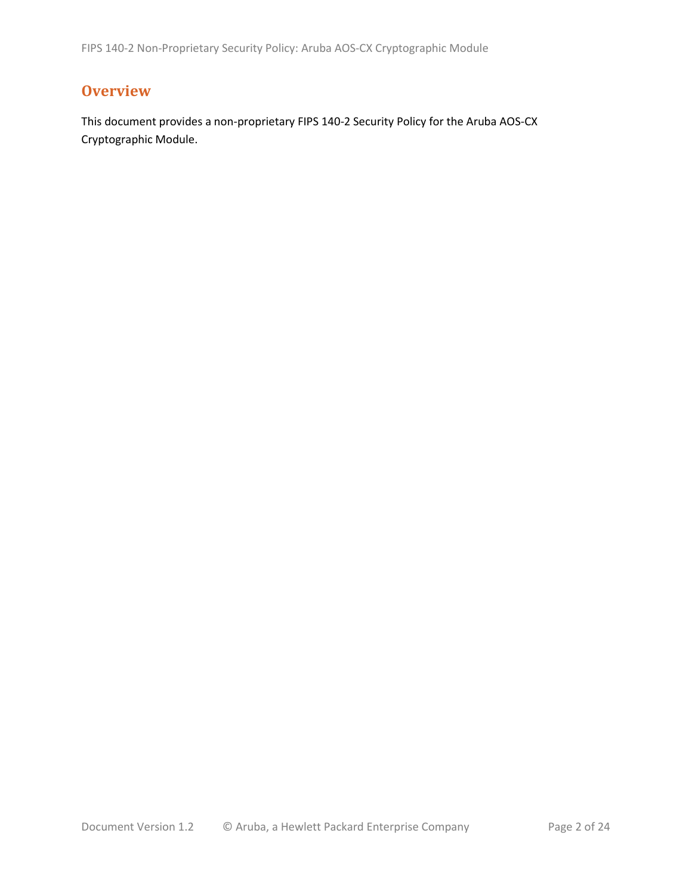# Overview

This document provides a non-proprietary FIPS 140-2 Security Policy for the Aruba AOS-CX Cryptographic Module.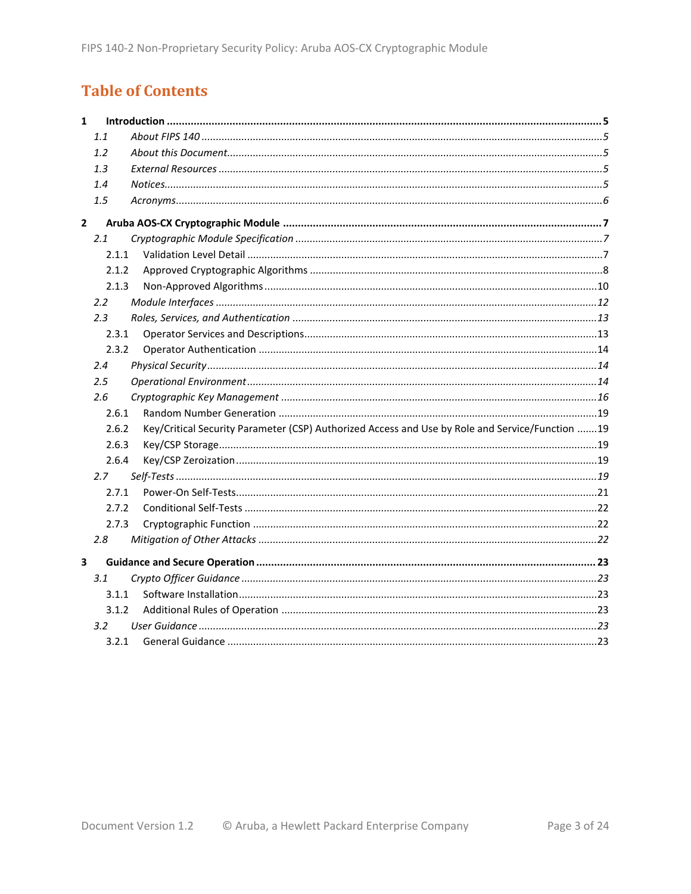# Table of Contents

**1 Introduction .......... 5**

*1.1 About FIPS 140 .......... 5*

*1.2 About this Document .......... 5*

*1.3 External Resources .......... 5*

*1.4 Notices .......... 5*

*1.5 Acronyms .......... 6*

**2 Aruba AOS-CX Cryptographic Module .......... 7**

*2.1 Cryptographic Module Specification .......... 7*

2.1.1 Validation Level Detail .......... 7

2.1.2 Approved Cryptographic Algorithms .......... 8

2.1.3 Non-Approved Algorithms .......... 10

*2.2 Module Interfaces .......... 12*

*2.3 Roles, Services, and Authentication .......... 13*

2.3.1 Operator Services and Descriptions .......... 13

2.3.2 Operator Authentication .......... 14

*2.4 Physical Security .......... 14*

*2.5 Operational Environment .......... 14*

*2.6 Cryptographic Key Management .......... 16*

2.6.1 Random Number Generation .......... 19

2.6.2 Key/Critical Security Parameter (CSP) Authorized Access and Use by Role and Service/Function .......... 19

2.6.3 Key/CSP Storage .......... 19

2.6.4 Key/CSP Zeroization .......... 19

*2.7 Self-Tests .......... 19*

2.7.1 Power-On Self-Tests .......... 21

2.7.2 Conditional Self-Tests .......... 22

2.7.3 Cryptographic Function .......... 22

*2.8 Mitigation of Other Attacks .......... 22*

**3 Guidance and Secure Operation .......... 23**

*3.1 Crypto Officer Guidance .......... 23*

3.1.1 Software Installation .......... 23

3.1.2 Additional Rules of Operation .......... 23

*3.2 User Guidance .......... 23*

3.2.1 General Guidance .......... 23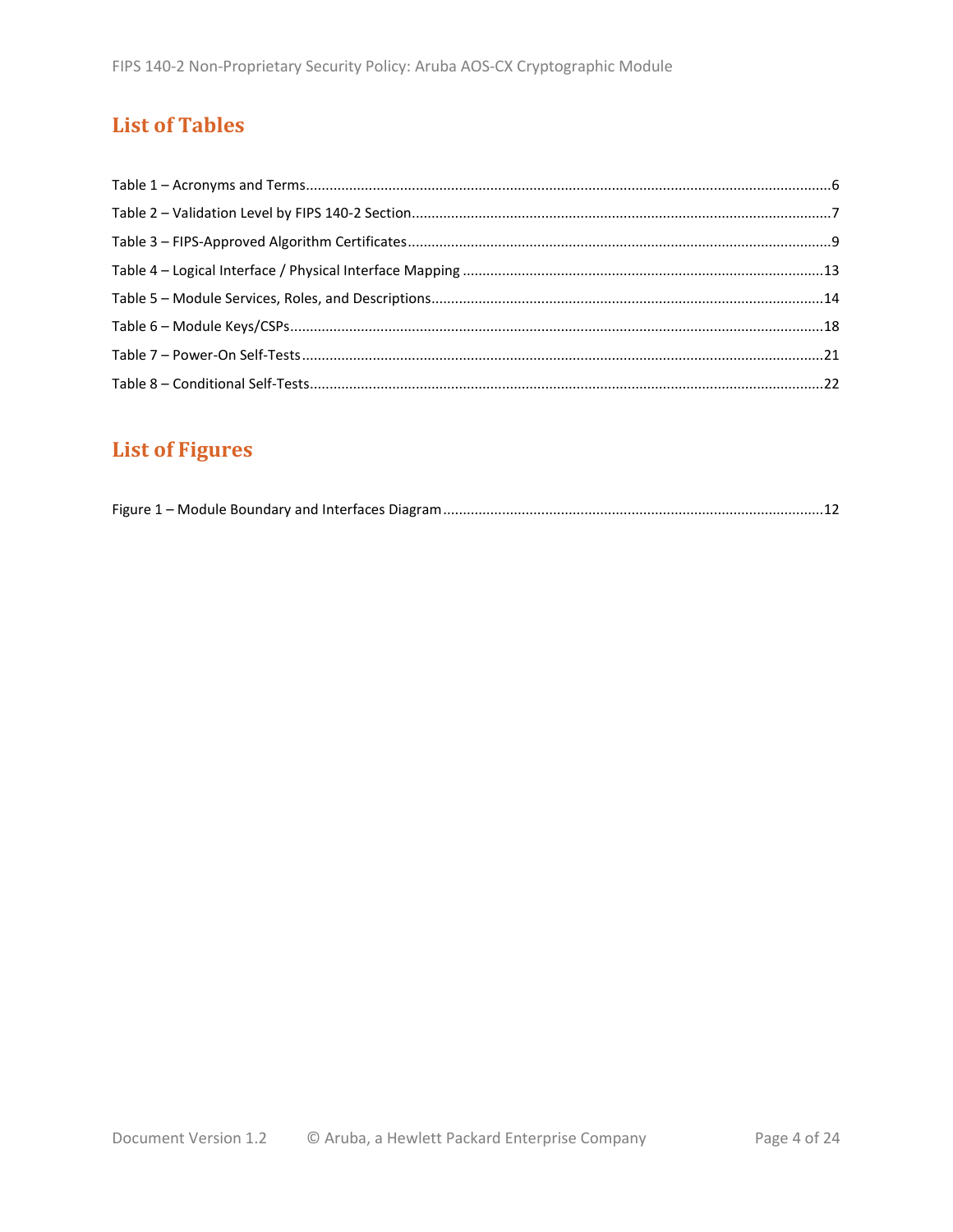## List of Tables

Table 1 – Acronyms and Terms....6
Table 2 – Validation Level by FIPS 140-2 Section....7
Table 3 – FIPS-Approved Algorithm Certificates....9
Table 4 – Logical Interface / Physical Interface Mapping....13
Table 5 – Module Services, Roles, and Descriptions....14
Table 6 – Module Keys/CSPs....18
Table 7 – Power-On Self-Tests....21
Table 8 – Conditional Self-Tests....22

## List of Figures

Figure 1 – Module Boundary and Interfaces Diagram....12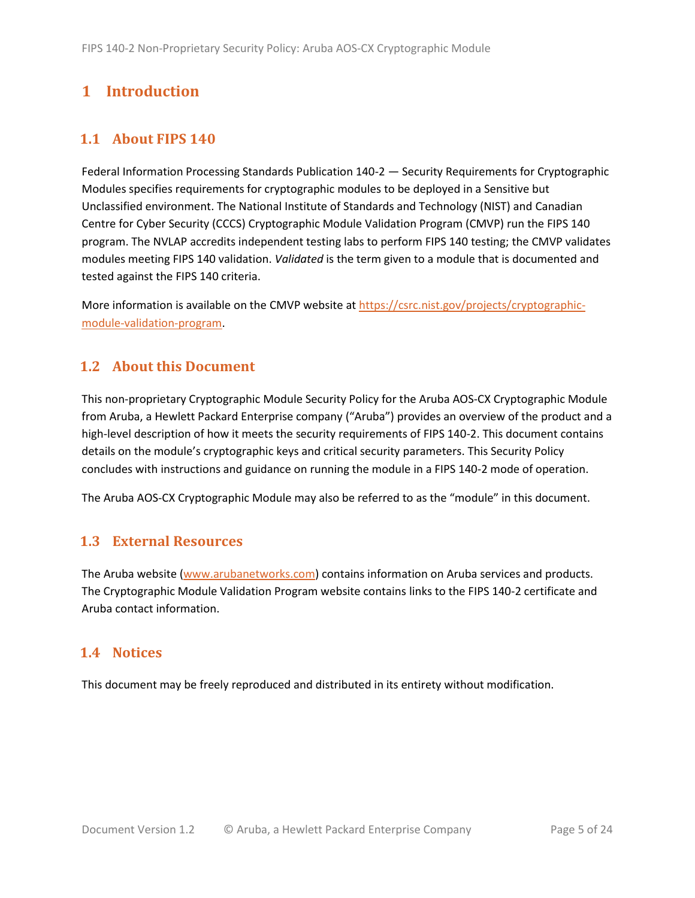# 1 Introduction

## 1.1 About FIPS 140

Federal Information Processing Standards Publication 140-2 — Security Requirements for Cryptographic Modules specifies requirements for cryptographic modules to be deployed in a Sensitive but Unclassified environment. The National Institute of Standards and Technology (NIST) and Canadian Centre for Cyber Security (CCCS) Cryptographic Module Validation Program (CMVP) run the FIPS 140 program. The NVLAP accredits independent testing labs to perform FIPS 140 testing; the CMVP validates modules meeting FIPS 140 validation. *Validated* is the term given to a module that is documented and tested against the FIPS 140 criteria.

More information is available on the CMVP website at [https://csrc.nist.gov/projects/cryptographic-module-validation-program](https://csrc.nist.gov/projects/cryptographic-module-validation-program).

## 1.2 About this Document

This non-proprietary Cryptographic Module Security Policy for the Aruba AOS-CX Cryptographic Module from Aruba, a Hewlett Packard Enterprise company ("Aruba") provides an overview of the product and a high-level description of how it meets the security requirements of FIPS 140-2. This document contains details on the module's cryptographic keys and critical security parameters. This Security Policy concludes with instructions and guidance on running the module in a FIPS 140-2 mode of operation.

The Aruba AOS-CX Cryptographic Module may also be referred to as the "module" in this document.

## 1.3 External Resources

The Aruba website ([www.arubanetworks.com](www.arubanetworks.com)) contains information on Aruba services and products. The Cryptographic Module Validation Program website contains links to the FIPS 140-2 certificate and Aruba contact information.

## 1.4 Notices

This document may be freely reproduced and distributed in its entirety without modification.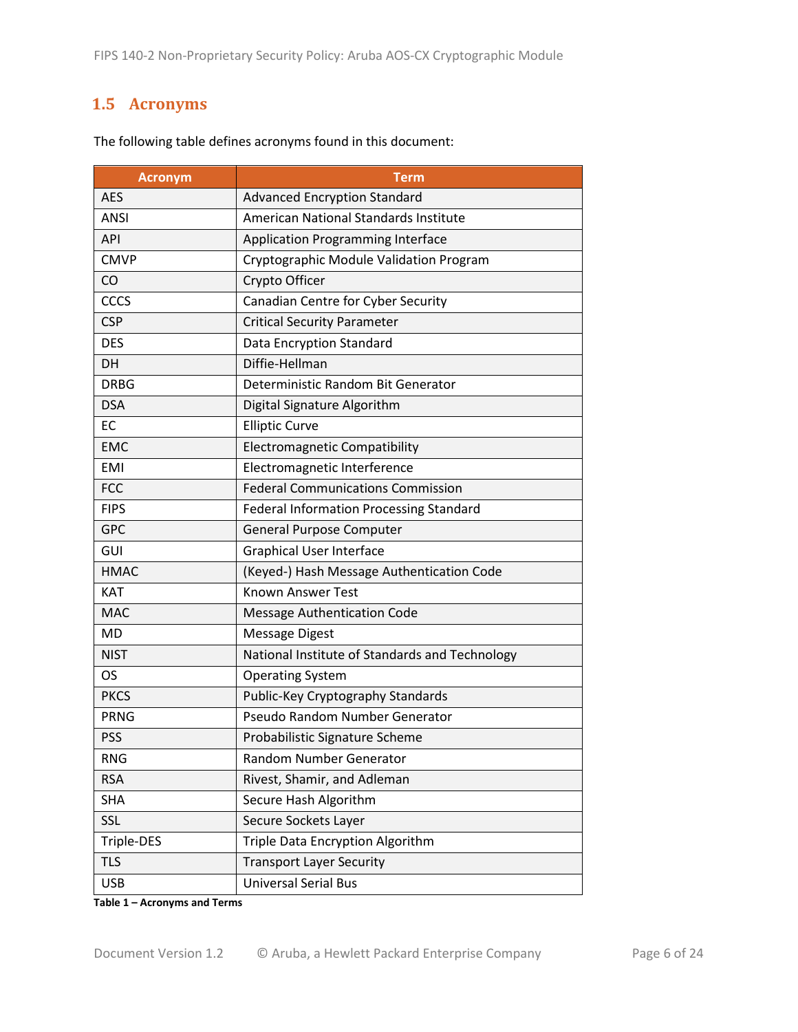## 1.5 Acronyms

The following table defines acronyms found in this document:

| Acronym | Term |
|---|---|
| AES | Advanced Encryption Standard |
| ANSI | American National Standards Institute |
| API | Application Programming Interface |
| CMVP | Cryptographic Module Validation Program |
| CO | Crypto Officer |
| CCCS | Canadian Centre for Cyber Security |
| CSP | Critical Security Parameter |
| DES | Data Encryption Standard |
| DH | Diffie-Hellman |
| DRBG | Deterministic Random Bit Generator |
| DSA | Digital Signature Algorithm |
| EC | Elliptic Curve |
| EMC | Electromagnetic Compatibility |
| EMI | Electromagnetic Interference |
| FCC | Federal Communications Commission |
| FIPS | Federal Information Processing Standard |
| GPC | General Purpose Computer |
| GUI | Graphical User Interface |
| HMAC | (Keyed-) Hash Message Authentication Code |
| KAT | Known Answer Test |
| MAC | Message Authentication Code |
| MD | Message Digest |
| NIST | National Institute of Standards and Technology |
| OS | Operating System |
| PKCS | Public-Key Cryptography Standards |
| PRNG | Pseudo Random Number Generator |
| PSS | Probabilistic Signature Scheme |
| RNG | Random Number Generator |
| RSA | Rivest, Shamir, and Adleman |
| SHA | Secure Hash Algorithm |
| SSL | Secure Sockets Layer |
| Triple-DES | Triple Data Encryption Algorithm |
| TLS | Transport Layer Security |
| USB | Universal Serial Bus |

**Table 1 – Acronyms and Terms**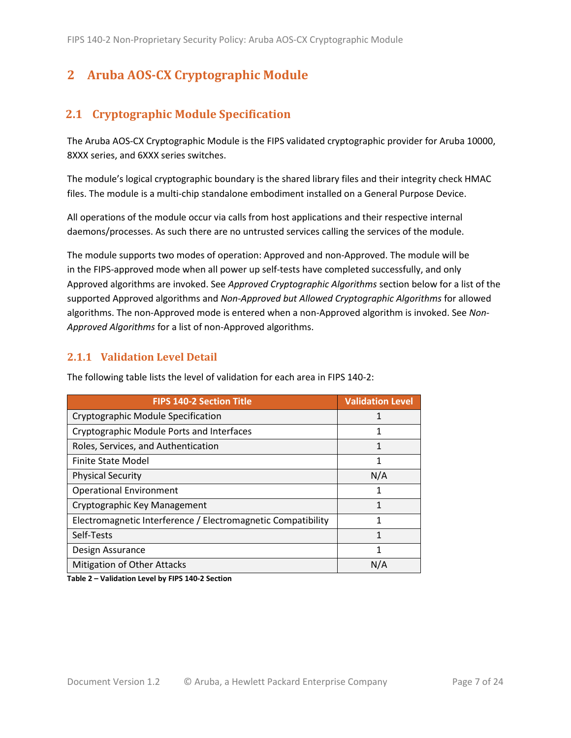## 2 Aruba AOS-CX Cryptographic Module

### 2.1 Cryptographic Module Specification

The Aruba AOS-CX Cryptographic Module is the FIPS validated cryptographic provider for Aruba 10000, 8XXX series, and 6XXX series switches.

The module's logical cryptographic boundary is the shared library files and their integrity check HMAC files. The module is a multi-chip standalone embodiment installed on a General Purpose Device.

All operations of the module occur via calls from host applications and their respective internal daemons/processes. As such there are no untrusted services calling the services of the module.

The module supports two modes of operation: Approved and non-Approved. The module will be in the FIPS-approved mode when all power up self-tests have completed successfully, and only Approved algorithms are invoked. See *Approved Cryptographic Algorithms* section below for a list of the supported Approved algorithms and *Non-Approved but Allowed Cryptographic Algorithms* for allowed algorithms. The non-Approved mode is entered when a non-Approved algorithm is invoked. See *Non-Approved Algorithms* for a list of non-Approved algorithms.

#### 2.1.1 Validation Level Detail

The following table lists the level of validation for each area in FIPS 140-2:

| FIPS 140-2 Section Title | Validation Level |
|---|---|
| Cryptographic Module Specification | 1 |
| Cryptographic Module Ports and Interfaces | 1 |
| Roles, Services, and Authentication | 1 |
| Finite State Model | 1 |
| Physical Security | N/A |
| Operational Environment | 1 |
| Cryptographic Key Management | 1 |
| Electromagnetic Interference / Electromagnetic Compatibility | 1 |
| Self-Tests | 1 |
| Design Assurance | 1 |
| Mitigation of Other Attacks | N/A |

**Table 2 – Validation Level by FIPS 140-2 Section**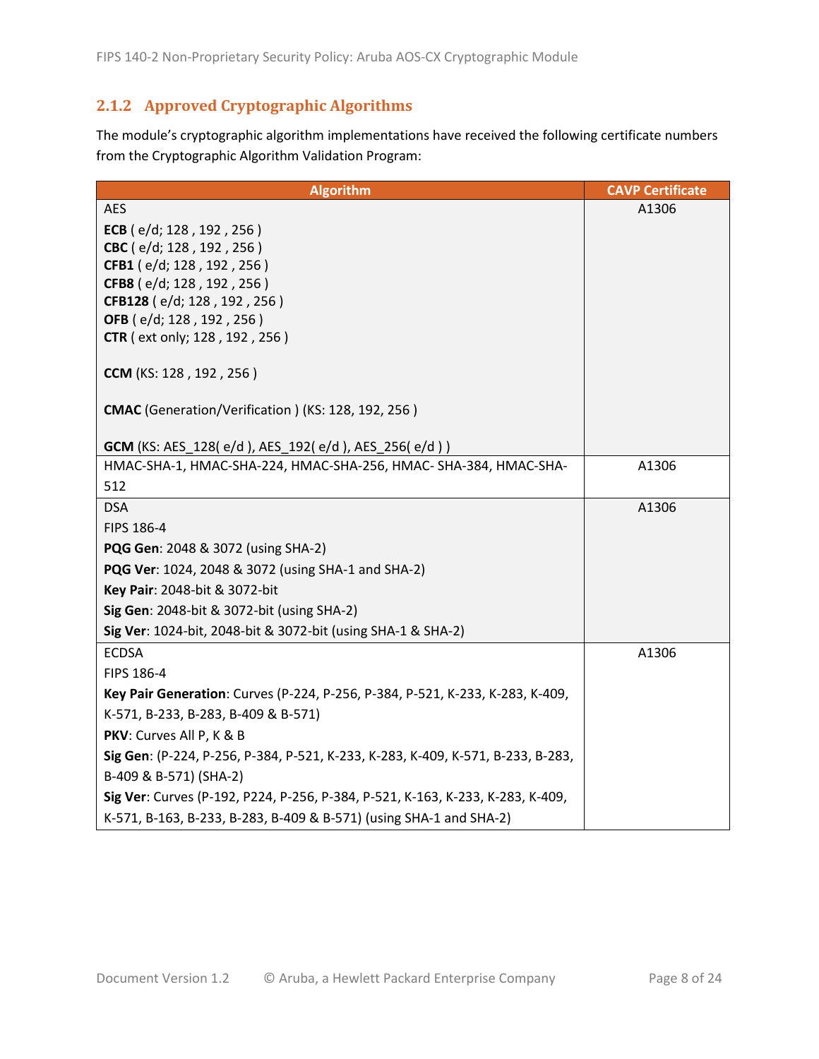### 2.1.2 Approved Cryptographic Algorithms

The module's cryptographic algorithm implementations have received the following certificate numbers from the Cryptographic Algorithm Validation Program:

| Algorithm | CAVP Certificate |
|---|---|
| AES<br><br>**ECB** ( e/d; 128 , 192 , 256 )<br>**CBC** ( e/d; 128 , 192 , 256 )<br>**CFB1** ( e/d; 128 , 192 , 256 )<br>**CFB8** ( e/d; 128 , 192 , 256 )<br>**CFB128** ( e/d; 128 , 192 , 256 )<br>**OFB** ( e/d; 128 , 192 , 256 )<br>**CTR** ( ext only; 128 , 192 , 256 )<br><br>**CCM** (KS: 128 , 192 , 256 )<br><br>**CMAC** (Generation/Verification ) (KS: 128, 192, 256 )<br><br>**GCM** (KS: AES_128( e/d ), AES_192( e/d ), AES_256( e/d ) ) | A1306 |
| HMAC-SHA-1, HMAC-SHA-224, HMAC-SHA-256, HMAC- SHA-384, HMAC-SHA-512 | A1306 |
| DSA<br>FIPS 186-4<br>**PQG Gen**: 2048 & 3072 (using SHA-2)<br>**PQG Ver**: 1024, 2048 & 3072 (using SHA-1 and SHA-2)<br>**Key Pair**: 2048-bit & 3072-bit<br>**Sig Gen**: 2048-bit & 3072-bit (using SHA-2)<br>**Sig Ver**: 1024-bit, 2048-bit & 3072-bit (using SHA-1 & SHA-2) | A1306 |
| ECDSA<br>FIPS 186-4<br>**Key Pair Generation**: Curves (P-224, P-256, P-384, P-521, K-233, K-283, K-409, K-571, B-233, B-283, B-409 & B-571)<br>**PKV**: Curves All P, K & B<br>**Sig Gen**: (P-224, P-256, P-384, P-521, K-233, K-283, K-409, K-571, B-233, B-283, B-409 & B-571) (SHA-2)<br>**Sig Ver**: Curves (P-192, P224, P-256, P-384, P-521, K-163, K-233, K-283, K-409, K-571, B-163, B-233, B-283, B-409 & B-571) (using SHA-1 and SHA-2) | A1306 |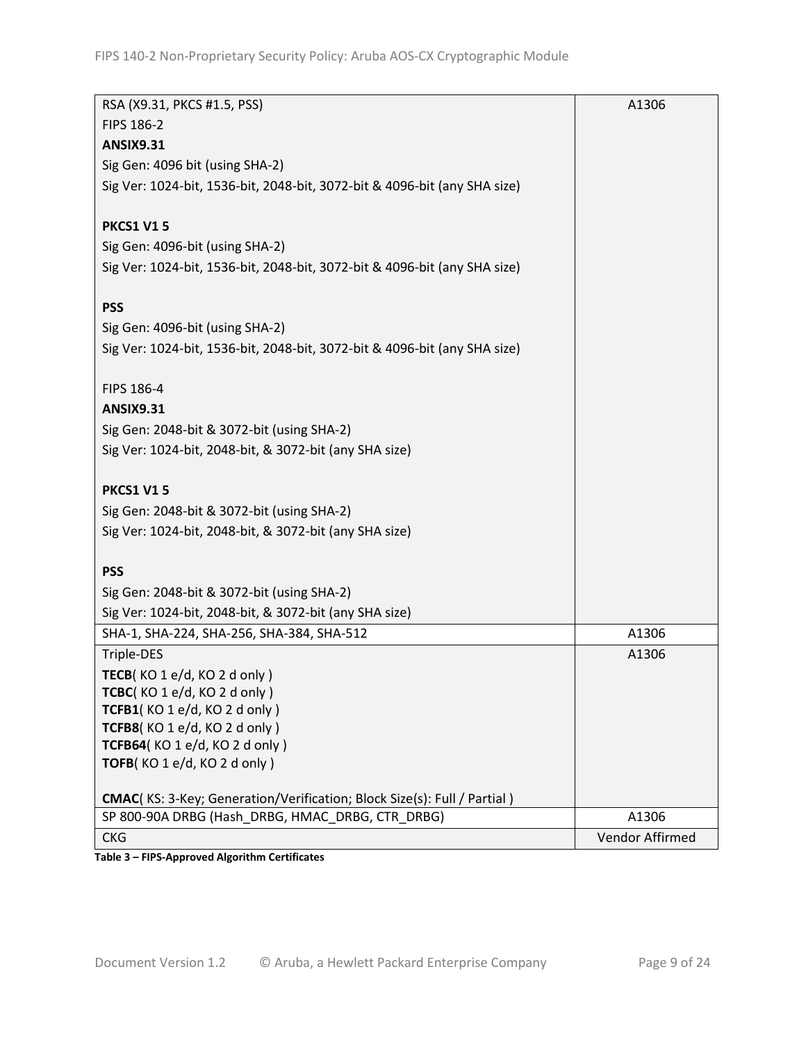| | |
|---|---|
| RSA (X9.31, PKCS #1.5, PSS)<br>FIPS 186-2<br>**ANSIX9.31**<br>Sig Gen: 4096 bit (using SHA-2)<br>Sig Ver: 1024-bit, 1536-bit, 2048-bit, 3072-bit & 4096-bit (any SHA size)<br><br>**PKCS1 V1 5**<br>Sig Gen: 4096-bit (using SHA-2)<br>Sig Ver: 1024-bit, 1536-bit, 2048-bit, 3072-bit & 4096-bit (any SHA size)<br><br>**PSS**<br>Sig Gen: 4096-bit (using SHA-2)<br>Sig Ver: 1024-bit, 1536-bit, 2048-bit, 3072-bit & 4096-bit (any SHA size)<br><br>FIPS 186-4<br>**ANSIX9.31**<br>Sig Gen: 2048-bit & 3072-bit (using SHA-2)<br>Sig Ver: 1024-bit, 2048-bit, & 3072-bit (any SHA size)<br><br>**PKCS1 V1 5**<br>Sig Gen: 2048-bit & 3072-bit (using SHA-2)<br>Sig Ver: 1024-bit, 2048-bit, & 3072-bit (any SHA size)<br><br>**PSS**<br>Sig Gen: 2048-bit & 3072-bit (using SHA-2)<br>Sig Ver: 1024-bit, 2048-bit, & 3072-bit (any SHA size) | A1306 |
| SHA-1, SHA-224, SHA-256, SHA-384, SHA-512 | A1306 |
| Triple-DES<br>**TECB**( KO 1 e/d, KO 2 d only )<br>**TCBC**( KO 1 e/d, KO 2 d only )<br>**TCFB1**( KO 1 e/d, KO 2 d only )<br>**TCFB8**( KO 1 e/d, KO 2 d only )<br>**TCFB64**( KO 1 e/d, KO 2 d only )<br>**TOFB**( KO 1 e/d, KO 2 d only )<br><br>**CMAC**( KS: 3-Key; Generation/Verification; Block Size(s): Full / Partial ) | A1306 |
| SP 800-90A DRBG (Hash_DRBG, HMAC_DRBG, CTR_DRBG) | A1306 |
| CKG | Vendor Affirmed |

**Table 3 – FIPS-Approved Algorithm Certificates**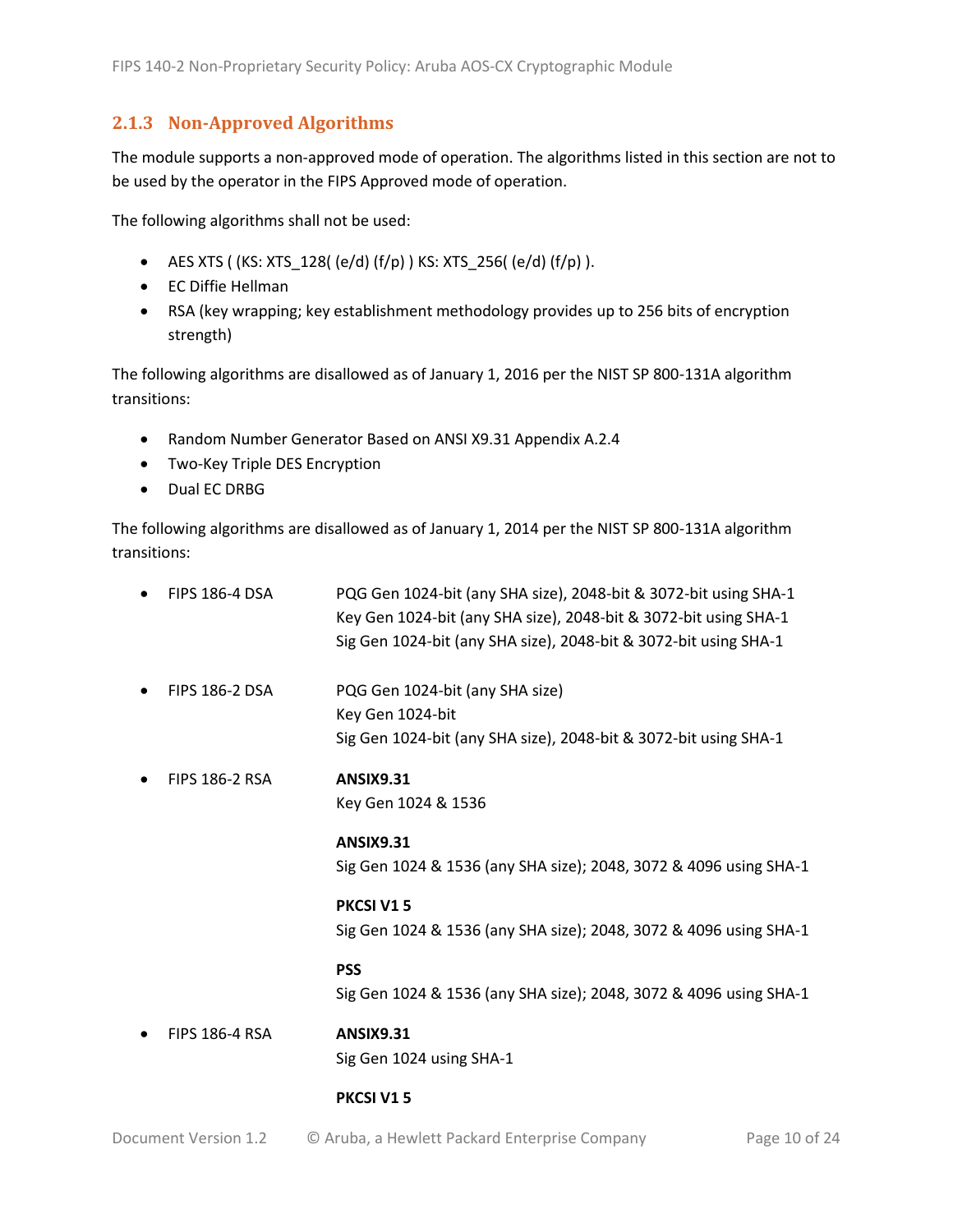### 2.1.3 Non-Approved Algorithms

The module supports a non-approved mode of operation. The algorithms listed in this section are not to be used by the operator in the FIPS Approved mode of operation.

The following algorithms shall not be used:

- AES XTS ( (KS: XTS_128( (e/d) (f/p) ) KS: XTS_256( (e/d) (f/p) ).
- EC Diffie Hellman
- RSA (key wrapping; key establishment methodology provides up to 256 bits of encryption strength)

The following algorithms are disallowed as of January 1, 2016 per the NIST SP 800-131A algorithm transitions:

- Random Number Generator Based on ANSI X9.31 Appendix A.2.4
- Two-Key Triple DES Encryption
- Dual EC DRBG

The following algorithms are disallowed as of January 1, 2014 per the NIST SP 800-131A algorithm transitions:

- FIPS 186-4 DSA
  PQG Gen 1024-bit (any SHA size), 2048-bit & 3072-bit using SHA-1
  Key Gen 1024-bit (any SHA size), 2048-bit & 3072-bit using SHA-1
  Sig Gen 1024-bit (any SHA size), 2048-bit & 3072-bit using SHA-1

- FIPS 186-2 DSA
  PQG Gen 1024-bit (any SHA size)
  Key Gen 1024-bit
  Sig Gen 1024-bit (any SHA size), 2048-bit & 3072-bit using SHA-1

- FIPS 186-2 RSA
  **ANSIX9.31**
  Key Gen 1024 & 1536

  **ANSIX9.31**
  Sig Gen 1024 & 1536 (any SHA size); 2048, 3072 & 4096 using SHA-1

  **PKCSI V1 5**
  Sig Gen 1024 & 1536 (any SHA size); 2048, 3072 & 4096 using SHA-1

  **PSS**
  Sig Gen 1024 & 1536 (any SHA size); 2048, 3072 & 4096 using SHA-1

- FIPS 186-4 RSA
  **ANSIX9.31**
  Sig Gen 1024 using SHA-1

  **PKCSI V1 5**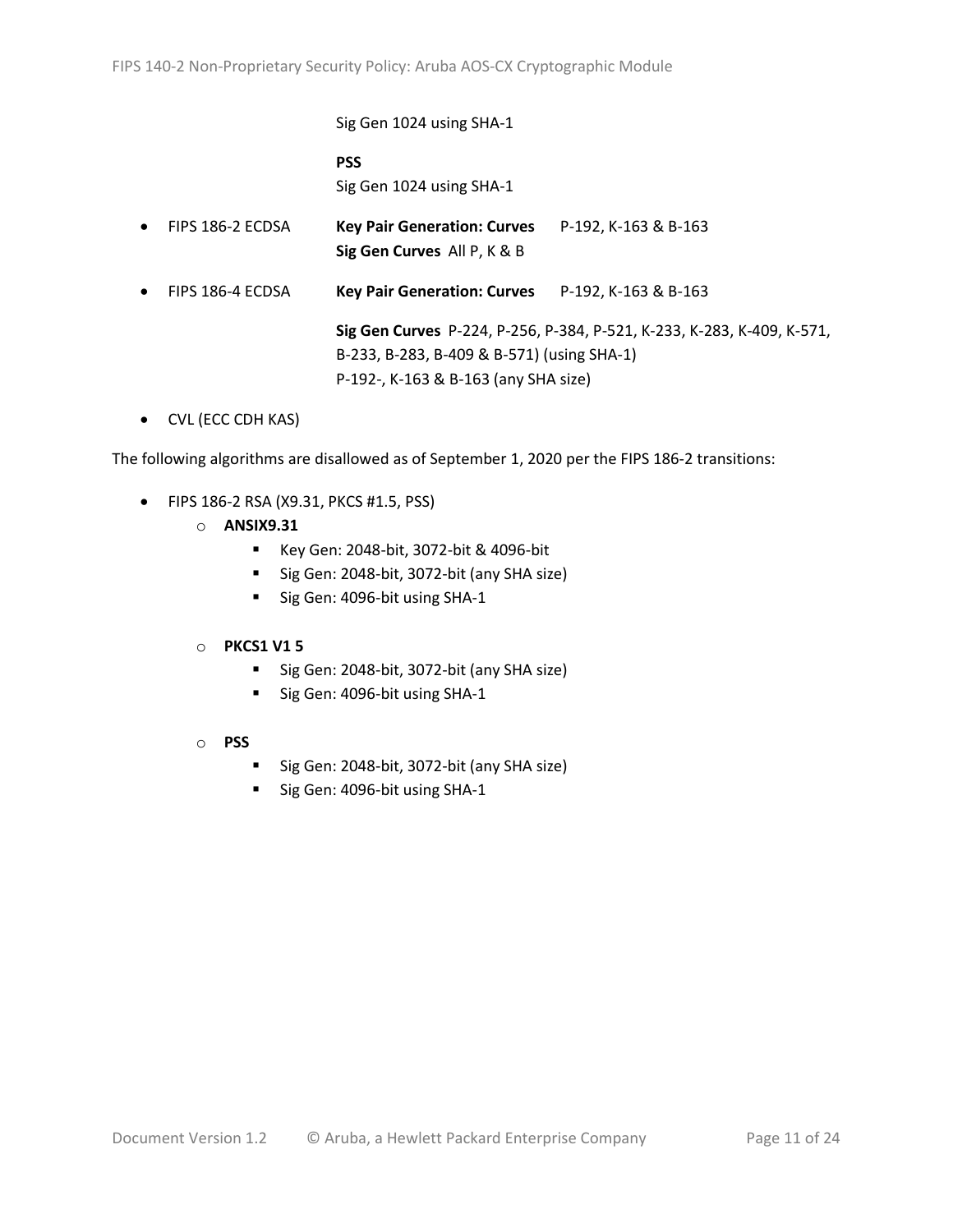Sig Gen 1024 using SHA-1

**PSS**
Sig Gen 1024 using SHA-1

- FIPS 186-2 ECDSA **Key Pair Generation: Curves** P-192, K-163 & B-163
  **Sig Gen Curves** All P, K & B

- FIPS 186-4 ECDSA **Key Pair Generation: Curves** P-192, K-163 & B-163

  **Sig Gen Curves** P-224, P-256, P-384, P-521, K-233, K-283, K-409, K-571, B-233, B-283, B-409 & B-571) (using SHA-1)
  P-192-, K-163 & B-163 (any SHA size)

- CVL (ECC CDH KAS)

The following algorithms are disallowed as of September 1, 2020 per the FIPS 186-2 transitions:

- FIPS 186-2 RSA (X9.31, PKCS #1.5, PSS)
  - **ANSIX9.31**
    - Key Gen: 2048-bit, 3072-bit & 4096-bit
    - Sig Gen: 2048-bit, 3072-bit (any SHA size)
    - Sig Gen: 4096-bit using SHA-1
  - **PKCS1 V1 5**
    - Sig Gen: 2048-bit, 3072-bit (any SHA size)
    - Sig Gen: 4096-bit using SHA-1
  - **PSS**
    - Sig Gen: 2048-bit, 3072-bit (any SHA size)
    - Sig Gen: 4096-bit using SHA-1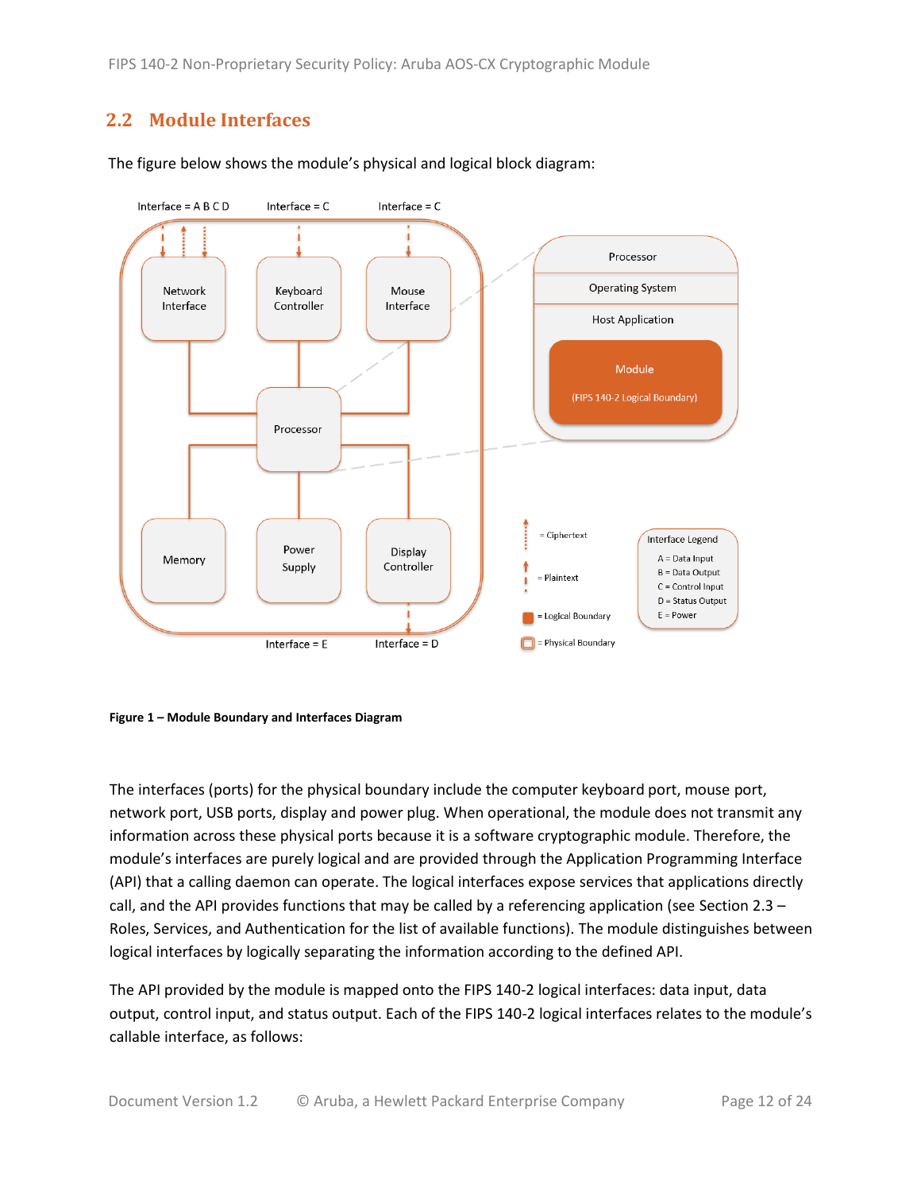## 2.2 Module Interfaces

The figure below shows the module's physical and logical block diagram:

**Figure 1 – Module Boundary and Interfaces Diagram**

The interfaces (ports) for the physical boundary include the computer keyboard port, mouse port, network port, USB ports, display and power plug. When operational, the module does not transmit any information across these physical ports because it is a software cryptographic module. Therefore, the module's interfaces are purely logical and are provided through the Application Programming Interface (API) that a calling daemon can operate. The logical interfaces expose services that applications directly call, and the API provides functions that may be called by a referencing application (see Section 2.3 – Roles, Services, and Authentication for the list of available functions). The module distinguishes between logical interfaces by logically separating the information according to the defined API.

The API provided by the module is mapped onto the FIPS 140-2 logical interfaces: data input, data output, control input, and status output. Each of the FIPS 140-2 logical interfaces relates to the module's callable interface, as follows: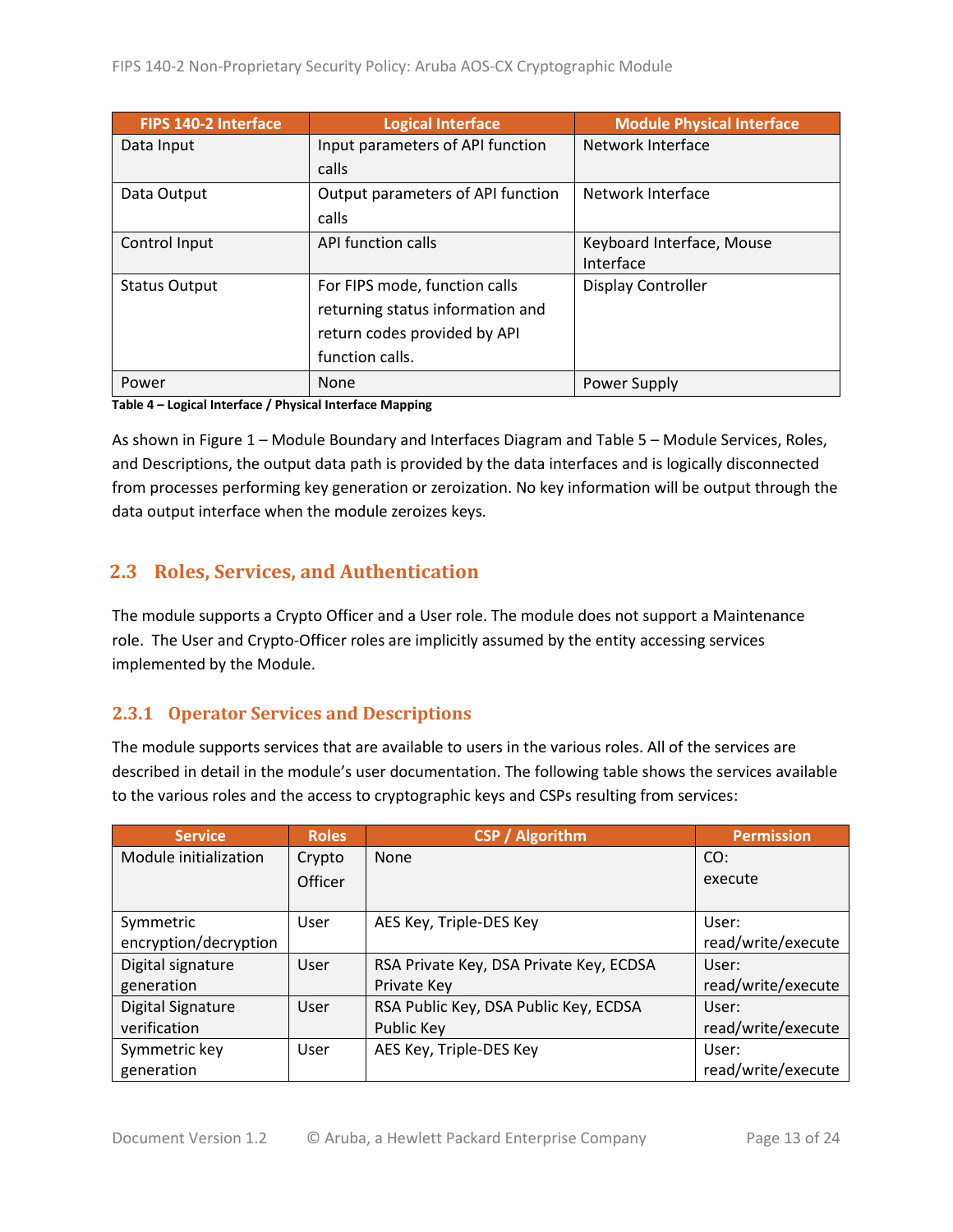| FIPS 140-2 Interface | Logical Interface | Module Physical Interface |
|---|---|---|
| Data Input | Input parameters of API function calls | Network Interface |
| Data Output | Output parameters of API function calls | Network Interface |
| Control Input | API function calls | Keyboard Interface, Mouse Interface |
| Status Output | For FIPS mode, function calls returning status information and return codes provided by API function calls. | Display Controller |
| Power | None | Power Supply |

**Table 4 – Logical Interface / Physical Interface Mapping**

As shown in Figure 1 – Module Boundary and Interfaces Diagram and Table 5 – Module Services, Roles, and Descriptions, the output data path is provided by the data interfaces and is logically disconnected from processes performing key generation or zeroization. No key information will be output through the data output interface when the module zeroizes keys.

## 2.3 Roles, Services, and Authentication

The module supports a Crypto Officer and a User role. The module does not support a Maintenance role. The User and Crypto-Officer roles are implicitly assumed by the entity accessing services implemented by the Module.

### 2.3.1 Operator Services and Descriptions

The module supports services that are available to users in the various roles. All of the services are described in detail in the module's user documentation. The following table shows the services available to the various roles and the access to cryptographic keys and CSPs resulting from services:

| Service | Roles | CSP / Algorithm | Permission |
|---|---|---|---|
| Module initialization | Crypto Officer | None | CO: execute |
| Symmetric encryption/decryption | User | AES Key, Triple-DES Key | User: read/write/execute |
| Digital signature generation | User | RSA Private Key, DSA Private Key, ECDSA Private Key | User: read/write/execute |
| Digital Signature verification | User | RSA Public Key, DSA Public Key, ECDSA Public Key | User: read/write/execute |
| Symmetric key generation | User | AES Key, Triple-DES Key | User: read/write/execute |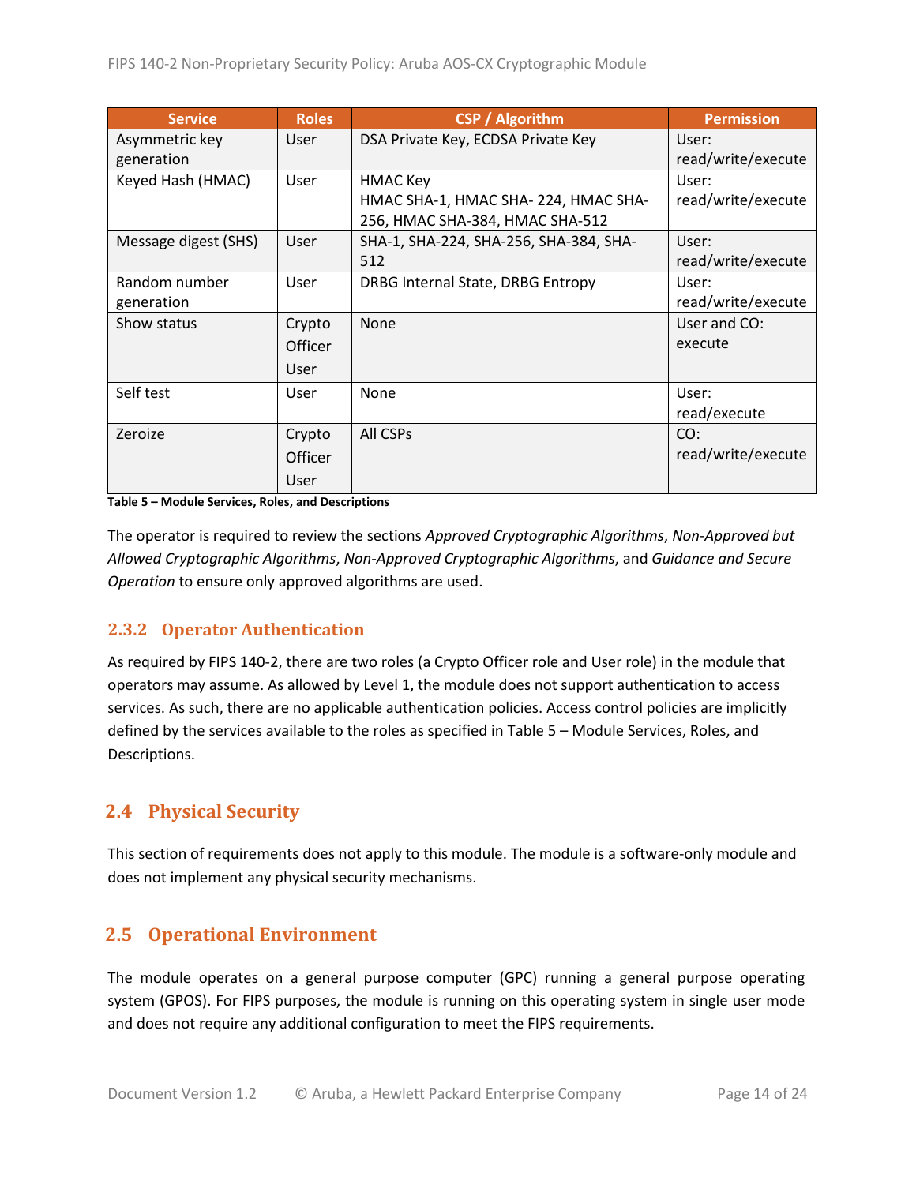| Service | Roles | CSP / Algorithm | Permission |
|---|---|---|---|
| Asymmetric key generation | User | DSA Private Key, ECDSA Private Key | User: read/write/execute |
| Keyed Hash (HMAC) | User | HMAC Key<br>HMAC SHA-1, HMAC SHA- 224, HMAC SHA-256, HMAC SHA-384, HMAC SHA-512 | User: read/write/execute |
| Message digest (SHS) | User | SHA-1, SHA-224, SHA-256, SHA-384, SHA-512 | User: read/write/execute |
| Random number generation | User | DRBG Internal State, DRBG Entropy | User: read/write/execute |
| Show status | Crypto Officer<br>User | None | User and CO: execute |
| Self test | User | None | User: read/execute |
| Zeroize | Crypto Officer<br>User | All CSPs | CO: read/write/execute |

**Table 5 – Module Services, Roles, and Descriptions**

The operator is required to review the sections *Approved Cryptographic Algorithms*, *Non-Approved but Allowed Cryptographic Algorithms*, *Non-Approved Cryptographic Algorithms*, and *Guidance and Secure Operation* to ensure only approved algorithms are used.

### 2.3.2 Operator Authentication

As required by FIPS 140-2, there are two roles (a Crypto Officer role and User role) in the module that operators may assume. As allowed by Level 1, the module does not support authentication to access services. As such, there are no applicable authentication policies. Access control policies are implicitly defined by the services available to the roles as specified in Table 5 – Module Services, Roles, and Descriptions.

## 2.4 Physical Security

This section of requirements does not apply to this module. The module is a software-only module and does not implement any physical security mechanisms.

## 2.5 Operational Environment

The module operates on a general purpose computer (GPC) running a general purpose operating system (GPOS). For FIPS purposes, the module is running on this operating system in single user mode and does not require any additional configuration to meet the FIPS requirements.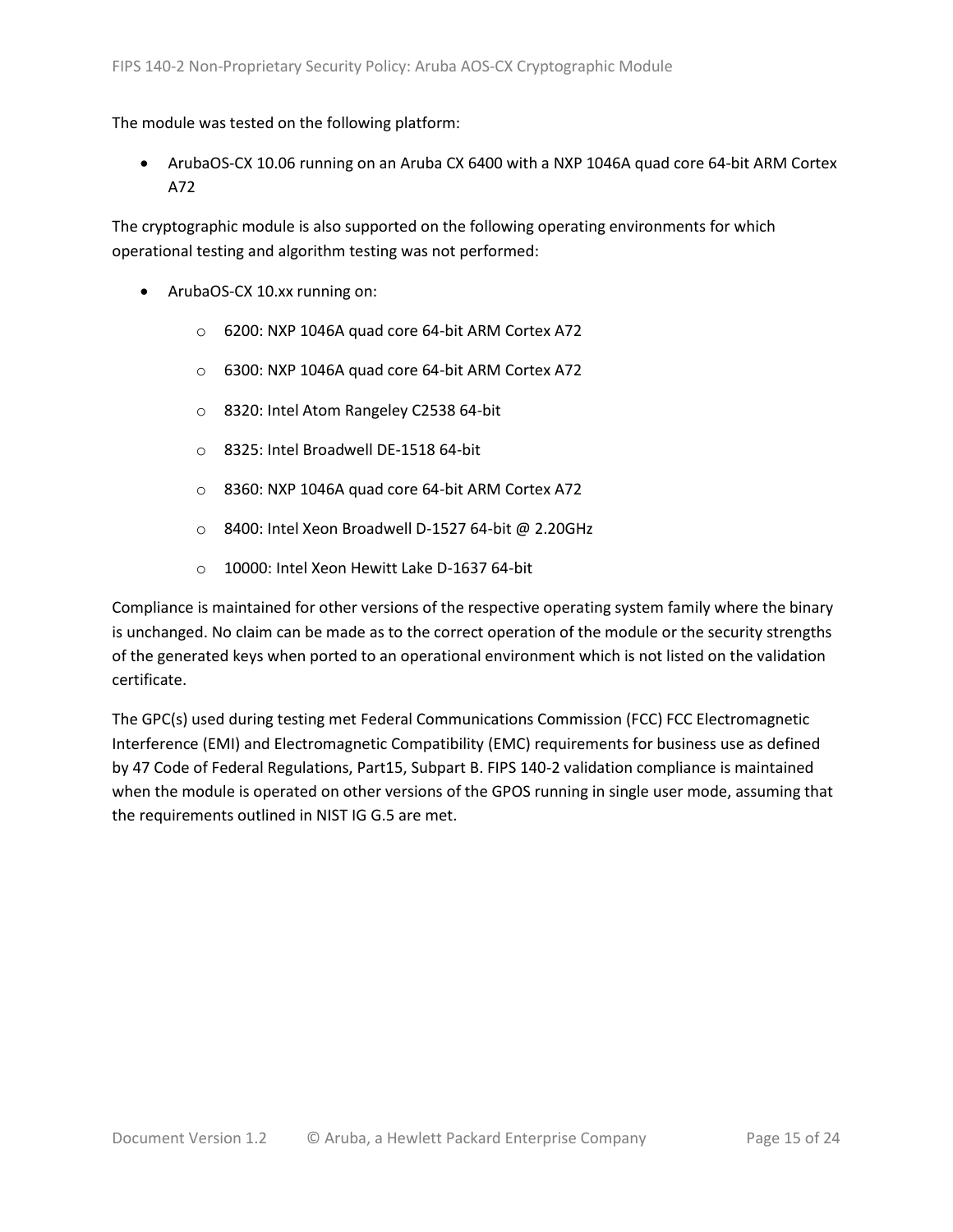The module was tested on the following platform:

- ArubaOS-CX 10.06 running on an Aruba CX 6400 with a NXP 1046A quad core 64-bit ARM Cortex A72

The cryptographic module is also supported on the following operating environments for which operational testing and algorithm testing was not performed:

- ArubaOS-CX 10.xx running on:
    - 6200: NXP 1046A quad core 64-bit ARM Cortex A72
    - 6300: NXP 1046A quad core 64-bit ARM Cortex A72
    - 8320: Intel Atom Rangeley C2538 64-bit
    - 8325: Intel Broadwell DE-1518 64-bit
    - 8360: NXP 1046A quad core 64-bit ARM Cortex A72
    - 8400: Intel Xeon Broadwell D-1527 64-bit @ 2.20GHz
    - 10000: Intel Xeon Hewitt Lake D-1637 64-bit

Compliance is maintained for other versions of the respective operating system family where the binary is unchanged. No claim can be made as to the correct operation of the module or the security strengths of the generated keys when ported to an operational environment which is not listed on the validation certificate.

The GPC(s) used during testing met Federal Communications Commission (FCC) FCC Electromagnetic Interference (EMI) and Electromagnetic Compatibility (EMC) requirements for business use as defined by 47 Code of Federal Regulations, Part15, Subpart B. FIPS 140-2 validation compliance is maintained when the module is operated on other versions of the GPOS running in single user mode, assuming that the requirements outlined in NIST IG G.5 are met.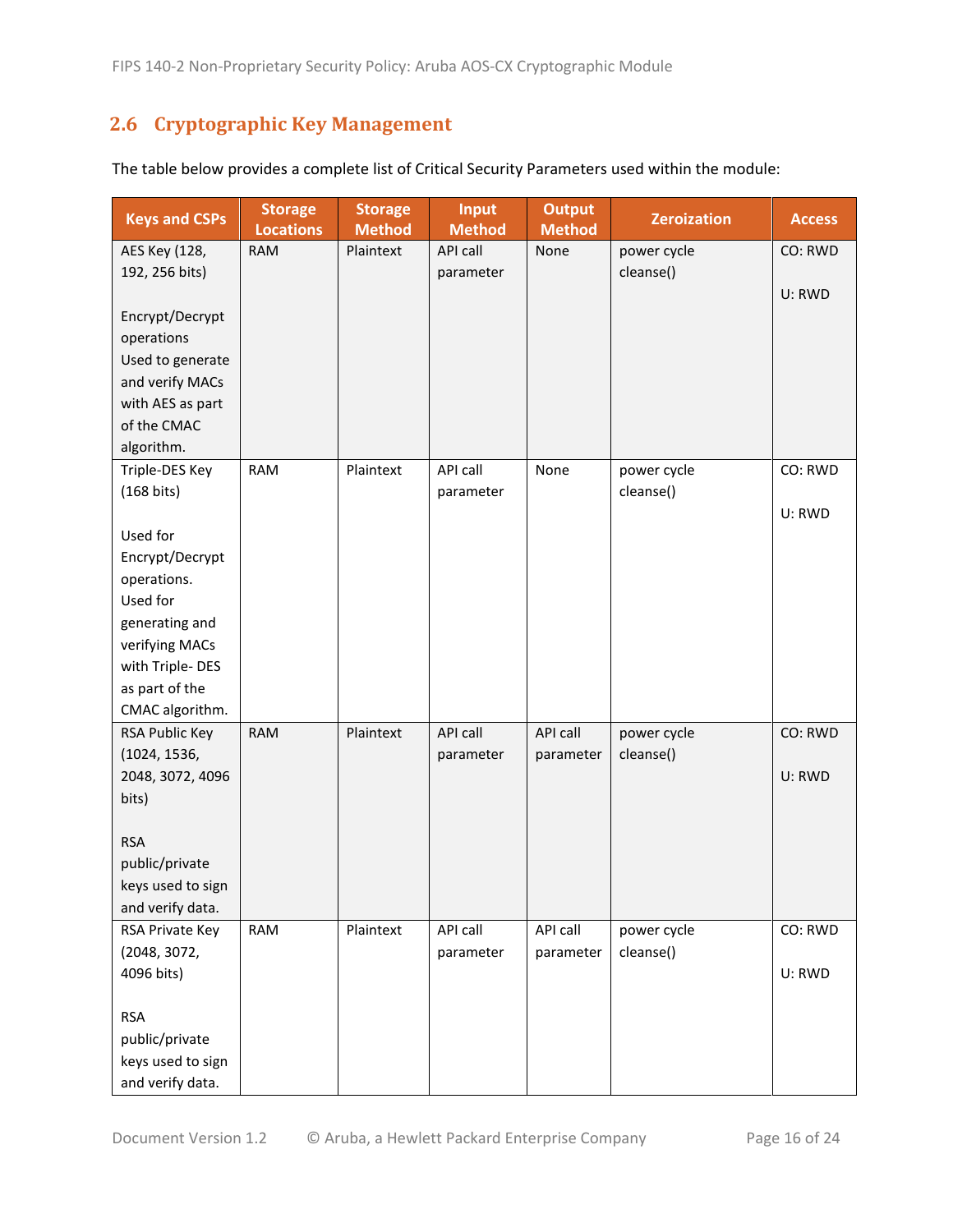## 2.6 Cryptographic Key Management

The table below provides a complete list of Critical Security Parameters used within the module:

| Keys and CSPs | Storage Locations | Storage Method | Input Method | Output Method | Zeroization | Access |
|---|---|---|---|---|---|---|
| AES Key (128, 192, 256 bits)<br><br>Encrypt/Decrypt operations<br>Used to generate and verify MACs with AES as part of the CMAC algorithm. | RAM | Plaintext | API call parameter | None | power cycle<br>cleanse() | CO: RWD<br><br>U: RWD |
| Triple-DES Key (168 bits)<br><br>Used for Encrypt/Decrypt operations.<br>Used for generating and verifying MACs with Triple- DES as part of the CMAC algorithm. | RAM | Plaintext | API call parameter | None | power cycle<br>cleanse() | CO: RWD<br><br>U: RWD |
| RSA Public Key (1024, 1536, 2048, 3072, 4096 bits)<br><br>RSA public/private keys used to sign and verify data. | RAM | Plaintext | API call parameter | API call parameter | power cycle<br>cleanse() | CO: RWD<br><br>U: RWD |
| RSA Private Key (2048, 3072, 4096 bits)<br><br>RSA public/private keys used to sign and verify data. | RAM | Plaintext | API call parameter | API call parameter | power cycle<br>cleanse() | CO: RWD<br><br>U: RWD |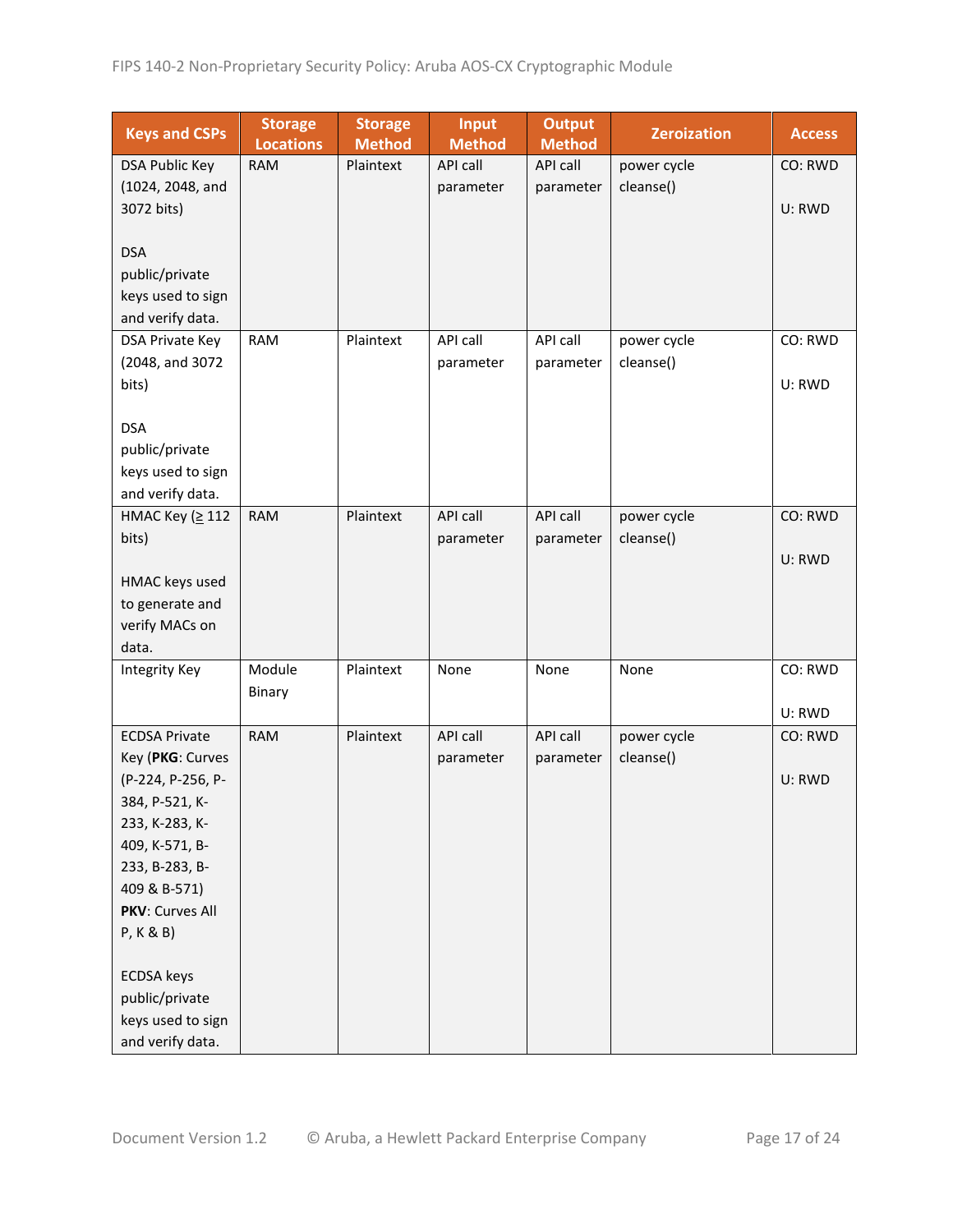| Keys and CSPs | Storage Locations | Storage Method | Input Method | Output Method | Zeroization | Access |
|---|---|---|---|---|---|---|
| DSA Public Key (1024, 2048, and 3072 bits)<br><br>DSA public/private keys used to sign and verify data. | RAM | Plaintext | API call parameter | API call parameter | power cycle cleanse() | CO: RWD<br><br>U: RWD |
| DSA Private Key (2048, and 3072 bits)<br><br>DSA public/private keys used to sign and verify data. | RAM | Plaintext | API call parameter | API call parameter | power cycle cleanse() | CO: RWD<br><br>U: RWD |
| HMAC Key (≥ 112 bits)<br><br>HMAC keys used to generate and verify MACs on data. | RAM | Plaintext | API call parameter | API call parameter | power cycle cleanse() | CO: RWD<br><br>U: RWD |
| Integrity Key | Module Binary | Plaintext | None | None | None | CO: RWD<br><br>U: RWD |
| ECDSA Private Key (**PKG**: Curves (P-224, P-256, P-384, P-521, K-233, K-283, K-409, K-571, B-233, B-283, B-409 & B-571) **PKV**: Curves All P, K & B)<br><br>ECDSA keys public/private keys used to sign and verify data. | RAM | Plaintext | API call parameter | API call parameter | power cycle cleanse() | CO: RWD<br><br>U: RWD |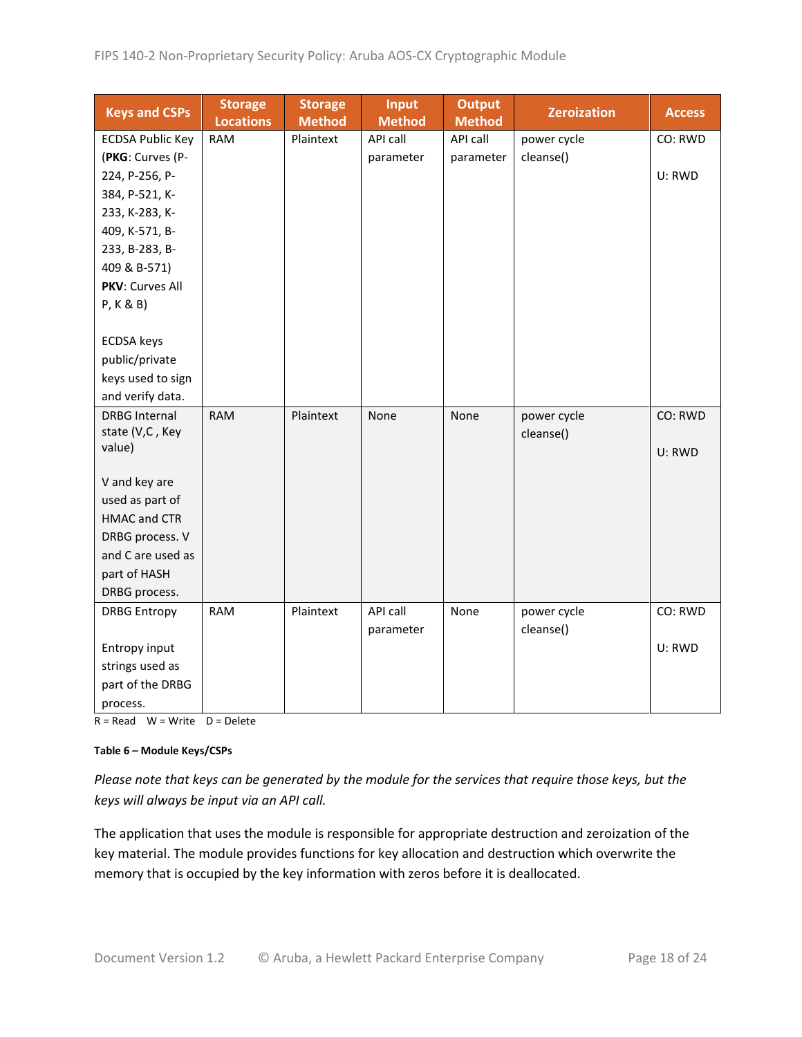| Keys and CSPs | Storage Locations | Storage Method | Input Method | Output Method | Zeroization | Access |
|---|---|---|---|---|---|---|
| ECDSA Public Key (**PKG**: Curves (P-224, P-256, P-384, P-521, K-233, K-283, K-409, K-571, B-233, B-283, B-409 & B-571) **PKV**: Curves All P, K & B)<br><br>ECDSA keys public/private keys used to sign and verify data. | RAM | Plaintext | API call parameter | API call parameter | power cycle cleanse() | CO: RWD<br><br>U: RWD |
| DRBG Internal state (V,C , Key value)<br><br>V and key are used as part of HMAC and CTR DRBG process. V and C are used as part of HASH DRBG process. | RAM | Plaintext | None | None | power cycle cleanse() | CO: RWD<br><br>U: RWD |
| DRBG Entropy<br><br>Entropy input strings used as part of the DRBG process. | RAM | Plaintext | API call parameter | None | power cycle cleanse() | CO: RWD<br><br>U: RWD |

R = Read W = Write D = Delete

**Table 6 – Module Keys/CSPs**

*Please note that keys can be generated by the module for the services that require those keys, but the keys will always be input via an API call.*

The application that uses the module is responsible for appropriate destruction and zeroization of the key material. The module provides functions for key allocation and destruction which overwrite the memory that is occupied by the key information with zeros before it is deallocated.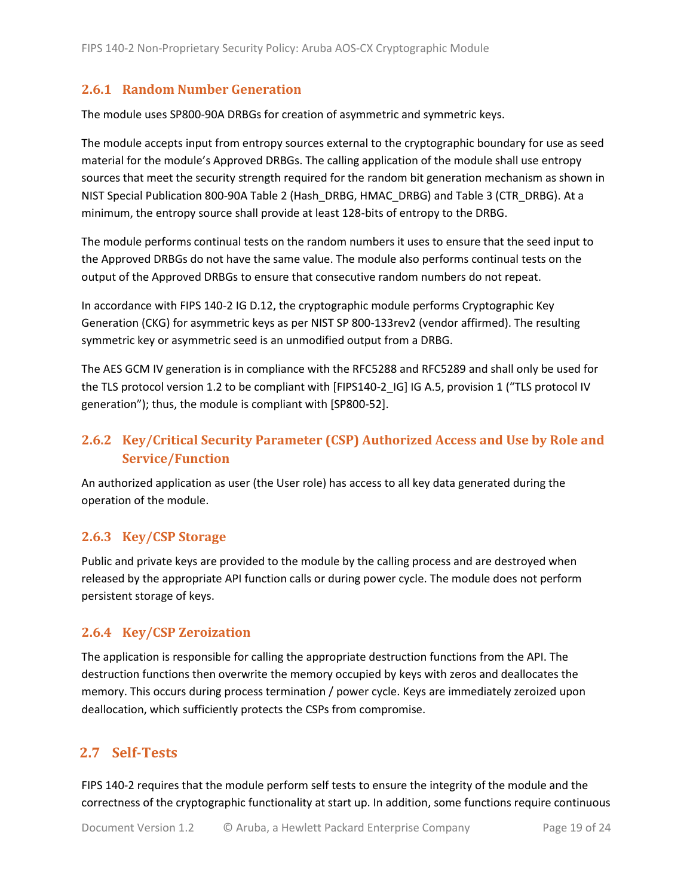### 2.6.1 Random Number Generation

The module uses SP800-90A DRBGs for creation of asymmetric and symmetric keys.

The module accepts input from entropy sources external to the cryptographic boundary for use as seed material for the module's Approved DRBGs. The calling application of the module shall use entropy sources that meet the security strength required for the random bit generation mechanism as shown in NIST Special Publication 800-90A Table 2 (Hash_DRBG, HMAC_DRBG) and Table 3 (CTR_DRBG). At a minimum, the entropy source shall provide at least 128-bits of entropy to the DRBG.

The module performs continual tests on the random numbers it uses to ensure that the seed input to the Approved DRBGs do not have the same value. The module also performs continual tests on the output of the Approved DRBGs to ensure that consecutive random numbers do not repeat.

In accordance with FIPS 140-2 IG D.12, the cryptographic module performs Cryptographic Key Generation (CKG) for asymmetric keys as per NIST SP 800-133rev2 (vendor affirmed). The resulting symmetric key or asymmetric seed is an unmodified output from a DRBG.

The AES GCM IV generation is in compliance with the RFC5288 and RFC5289 and shall only be used for the TLS protocol version 1.2 to be compliant with [FIPS140-2_IG] IG A.5, provision 1 ("TLS protocol IV generation"); thus, the module is compliant with [SP800-52].

### 2.6.2 Key/Critical Security Parameter (CSP) Authorized Access and Use by Role and Service/Function

An authorized application as user (the User role) has access to all key data generated during the operation of the module.

### 2.6.3 Key/CSP Storage

Public and private keys are provided to the module by the calling process and are destroyed when released by the appropriate API function calls or during power cycle. The module does not perform persistent storage of keys.

### 2.6.4 Key/CSP Zeroization

The application is responsible for calling the appropriate destruction functions from the API. The destruction functions then overwrite the memory occupied by keys with zeros and deallocates the memory. This occurs during process termination / power cycle. Keys are immediately zeroized upon deallocation, which sufficiently protects the CSPs from compromise.

## 2.7 Self-Tests

FIPS 140-2 requires that the module perform self tests to ensure the integrity of the module and the correctness of the cryptographic functionality at start up. In addition, some functions require continuous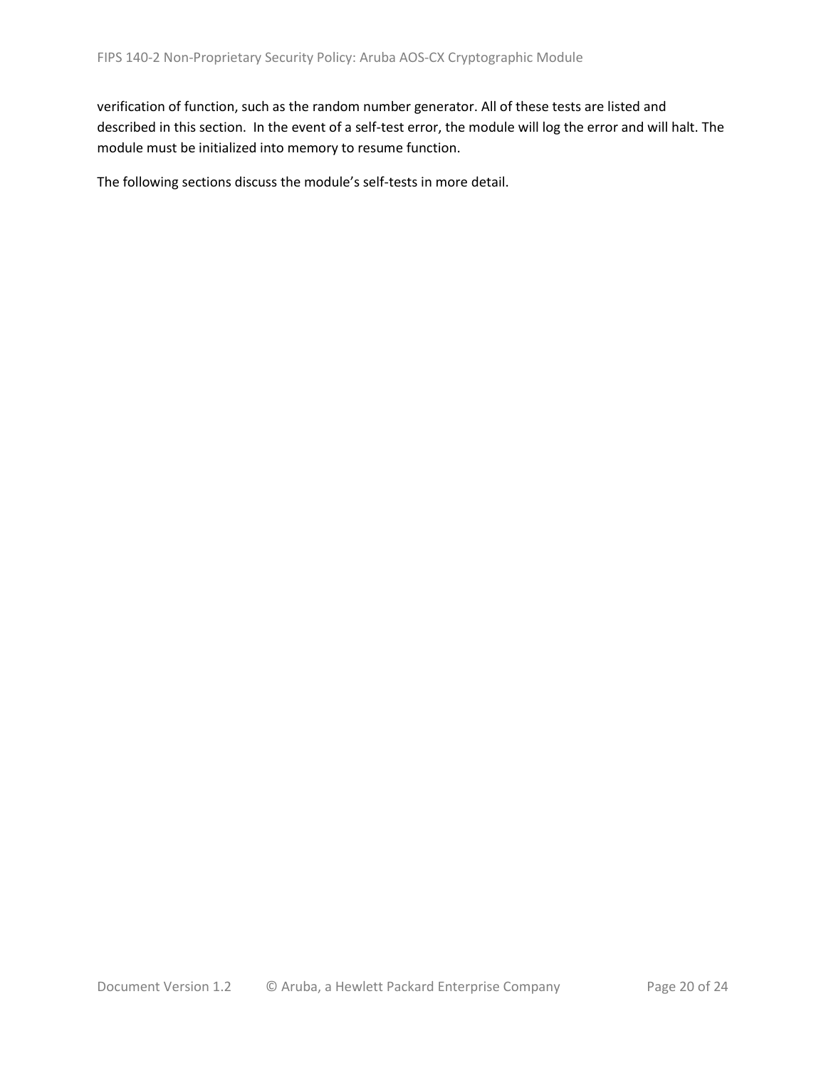verification of function, such as the random number generator. All of these tests are listed and described in this section. In the event of a self-test error, the module will log the error and will halt. The module must be initialized into memory to resume function.

The following sections discuss the module's self-tests in more detail.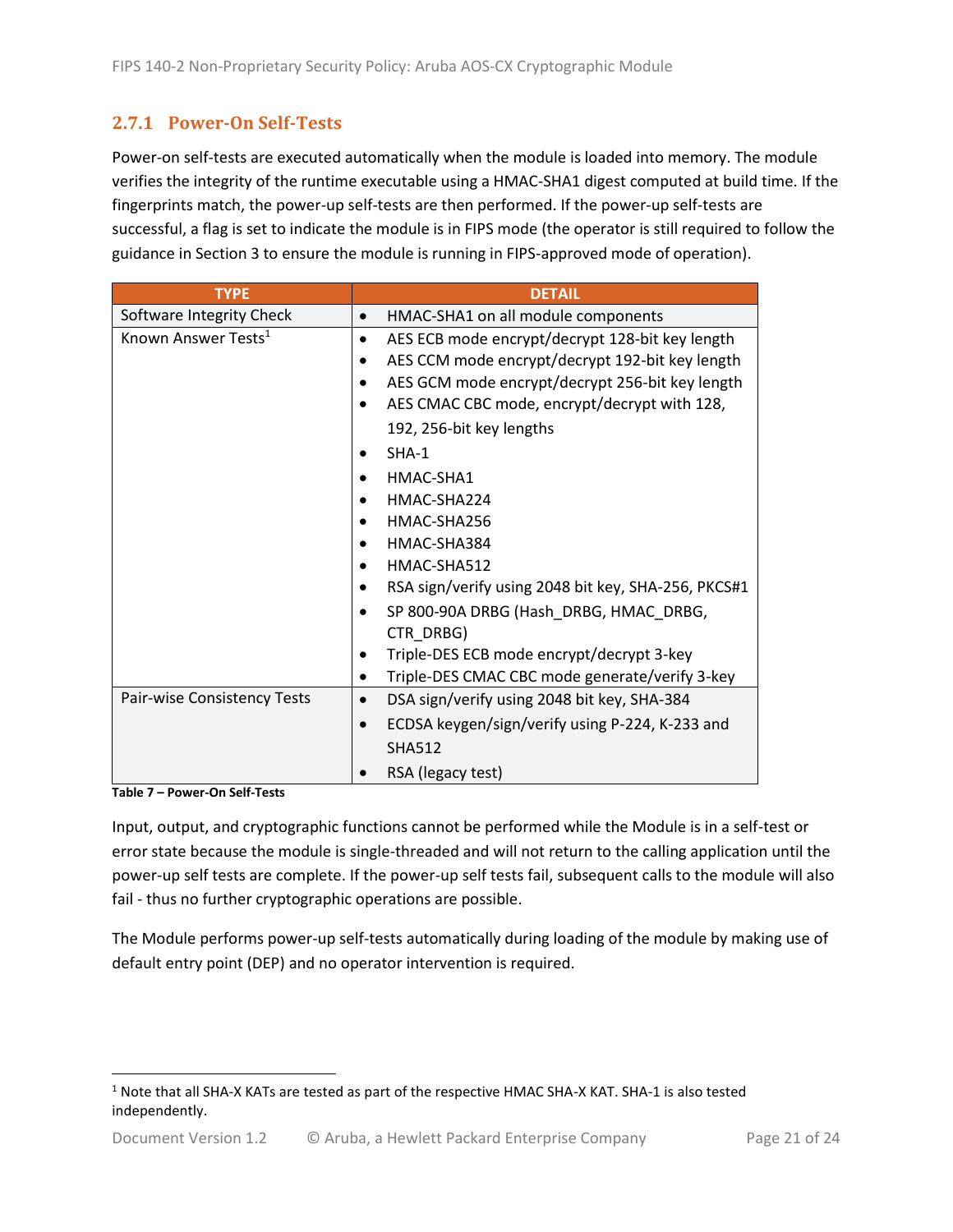### 2.7.1 Power-On Self-Tests

Power-on self-tests are executed automatically when the module is loaded into memory. The module verifies the integrity of the runtime executable using a HMAC-SHA1 digest computed at build time. If the fingerprints match, the power-up self-tests are then performed. If the power-up self-tests are successful, a flag is set to indicate the module is in FIPS mode (the operator is still required to follow the guidance in Section 3 to ensure the module is running in FIPS-approved mode of operation).

| TYPE | DETAIL |
|---|---|
| Software Integrity Check | • HMAC-SHA1 on all module components |
| Known Answer Tests[1] | • AES ECB mode encrypt/decrypt 128-bit key length<br>• AES CCM mode encrypt/decrypt 192-bit key length<br>• AES GCM mode encrypt/decrypt 256-bit key length<br>• AES CMAC CBC mode, encrypt/decrypt with 128, 192, 256-bit key lengths<br>• SHA-1<br>• HMAC-SHA1<br>• HMAC-SHA224<br>• HMAC-SHA256<br>• HMAC-SHA384<br>• HMAC-SHA512<br>• RSA sign/verify using 2048 bit key, SHA-256, PKCS#1<br>• SP 800-90A DRBG (Hash_DRBG, HMAC_DRBG, CTR_DRBG)<br>• Triple-DES ECB mode encrypt/decrypt 3-key<br>• Triple-DES CMAC CBC mode generate/verify 3-key |
| Pair-wise Consistency Tests | • DSA sign/verify using 2048 bit key, SHA-384<br>• ECDSA keygen/sign/verify using P-224, K-233 and SHA512<br>• RSA (legacy test) |

**Table 7 – Power-On Self-Tests**

Input, output, and cryptographic functions cannot be performed while the Module is in a self-test or error state because the module is single-threaded and will not return to the calling application until the power-up self tests are complete. If the power-up self tests fail, subsequent calls to the module will also fail - thus no further cryptographic operations are possible.

The Module performs power-up self-tests automatically during loading of the module by making use of default entry point (DEP) and no operator intervention is required.

---

[1] Note that all SHA-X KATs are tested as part of the respective HMAC SHA-X KAT. SHA-1 is also tested independently.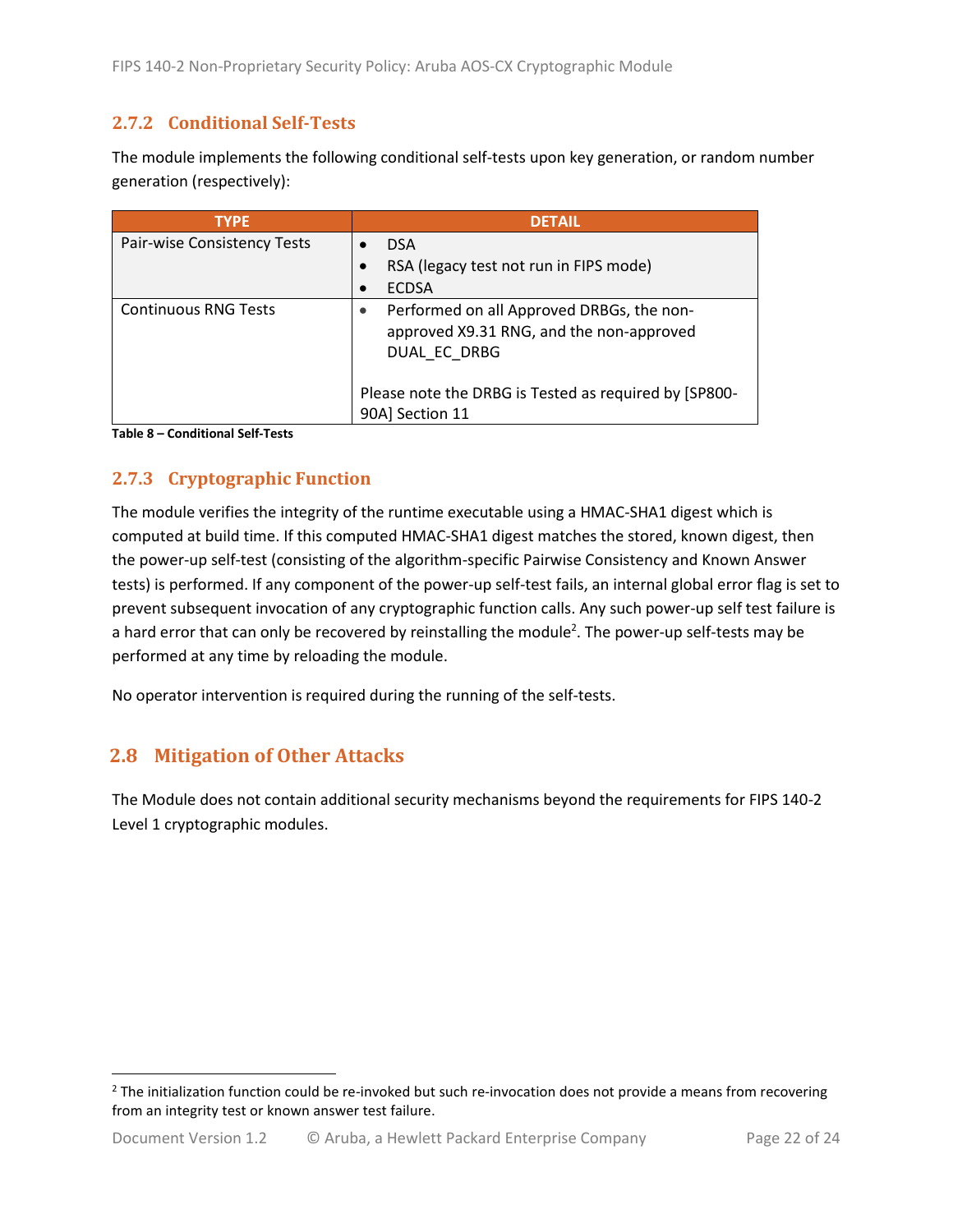### 2.7.2 Conditional Self-Tests

The module implements the following conditional self-tests upon key generation, or random number generation (respectively):

| TYPE | DETAIL |
| --- | --- |
| Pair-wise Consistency Tests | • DSA<br>• RSA (legacy test not run in FIPS mode)<br>• ECDSA |
| Continuous RNG Tests | • Performed on all Approved DRBGs, the non-approved X9.31 RNG, and the non-approved DUAL_EC_DRBG<br><br>Please note the DRBG is Tested as required by [SP800-90A] Section 11 |

**Table 8 – Conditional Self-Tests**

### 2.7.3 Cryptographic Function

The module verifies the integrity of the runtime executable using a HMAC-SHA1 digest which is computed at build time. If this computed HMAC-SHA1 digest matches the stored, known digest, then the power-up self-test (consisting of the algorithm-specific Pairwise Consistency and Known Answer tests) is performed. If any component of the power-up self-test fails, an internal global error flag is set to prevent subsequent invocation of any cryptographic function calls. Any such power-up self test failure is a hard error that can only be recovered by reinstalling the module[2]. The power-up self-tests may be performed at any time by reloading the module.

No operator intervention is required during the running of the self-tests.

## 2.8 Mitigation of Other Attacks

The Module does not contain additional security mechanisms beyond the requirements for FIPS 140-2 Level 1 cryptographic modules.

[2] The initialization function could be re-invoked but such re-invocation does not provide a means from recovering from an integrity test or known answer test failure.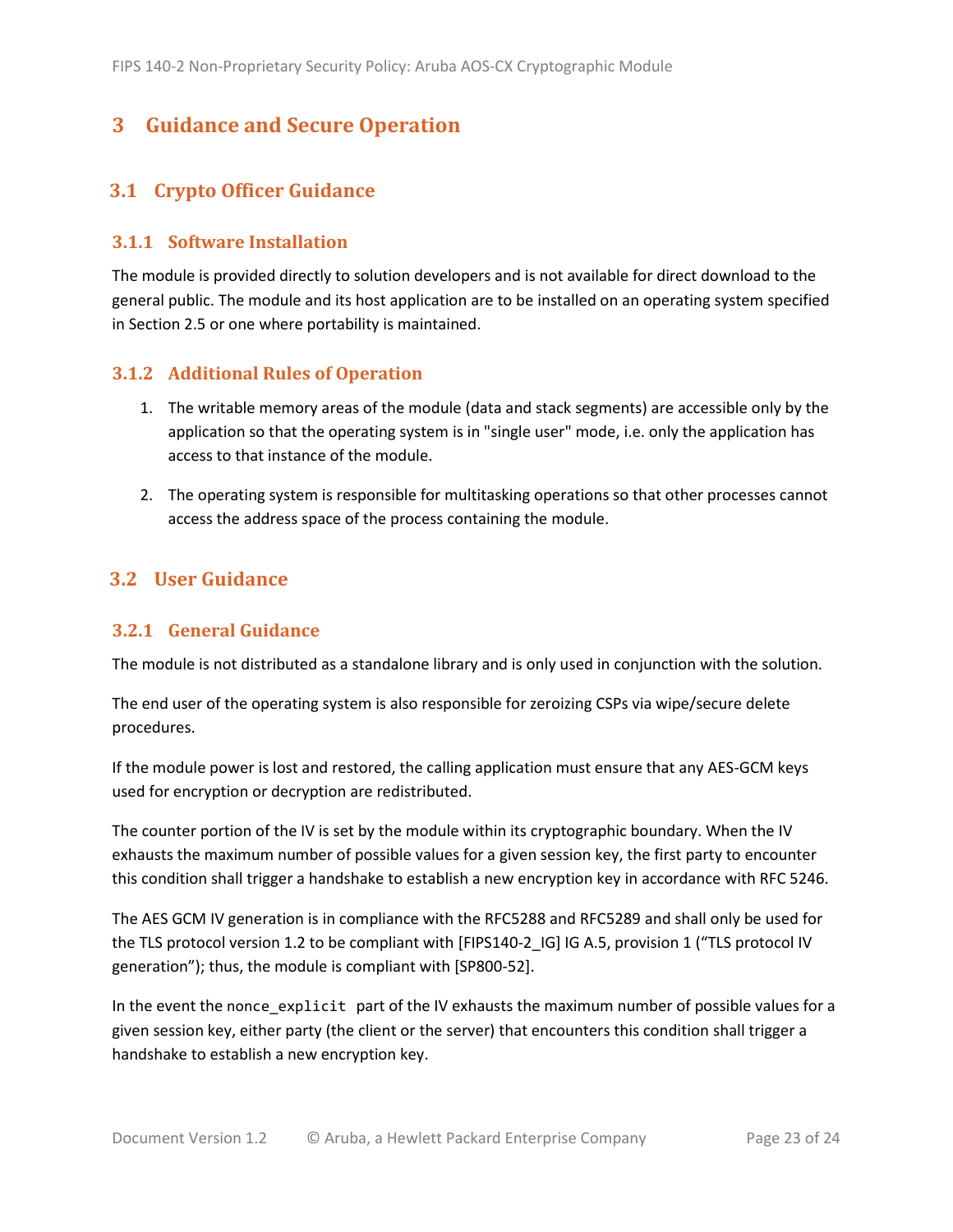# 3 Guidance and Secure Operation

## 3.1 Crypto Officer Guidance

### 3.1.1 Software Installation

The module is provided directly to solution developers and is not available for direct download to the general public. The module and its host application are to be installed on an operating system specified in Section 2.5 or one where portability is maintained.

### 3.1.2 Additional Rules of Operation

1. The writable memory areas of the module (data and stack segments) are accessible only by the application so that the operating system is in "single user" mode, i.e. only the application has access to that instance of the module.

2. The operating system is responsible for multitasking operations so that other processes cannot access the address space of the process containing the module.

## 3.2 User Guidance

### 3.2.1 General Guidance

The module is not distributed as a standalone library and is only used in conjunction with the solution.

The end user of the operating system is also responsible for zeroizing CSPs via wipe/secure delete procedures.

If the module power is lost and restored, the calling application must ensure that any AES-GCM keys used for encryption or decryption are redistributed.

The counter portion of the IV is set by the module within its cryptographic boundary. When the IV exhausts the maximum number of possible values for a given session key, the first party to encounter this condition shall trigger a handshake to establish a new encryption key in accordance with RFC 5246.

The AES GCM IV generation is in compliance with the RFC5288 and RFC5289 and shall only be used for the TLS protocol version 1.2 to be compliant with [FIPS140-2_IG] IG A.5, provision 1 ("TLS protocol IV generation"); thus, the module is compliant with [SP800-52].

In the event the `nonce_explicit` part of the IV exhausts the maximum number of possible values for a given session key, either party (the client or the server) that encounters this condition shall trigger a handshake to establish a new encryption key.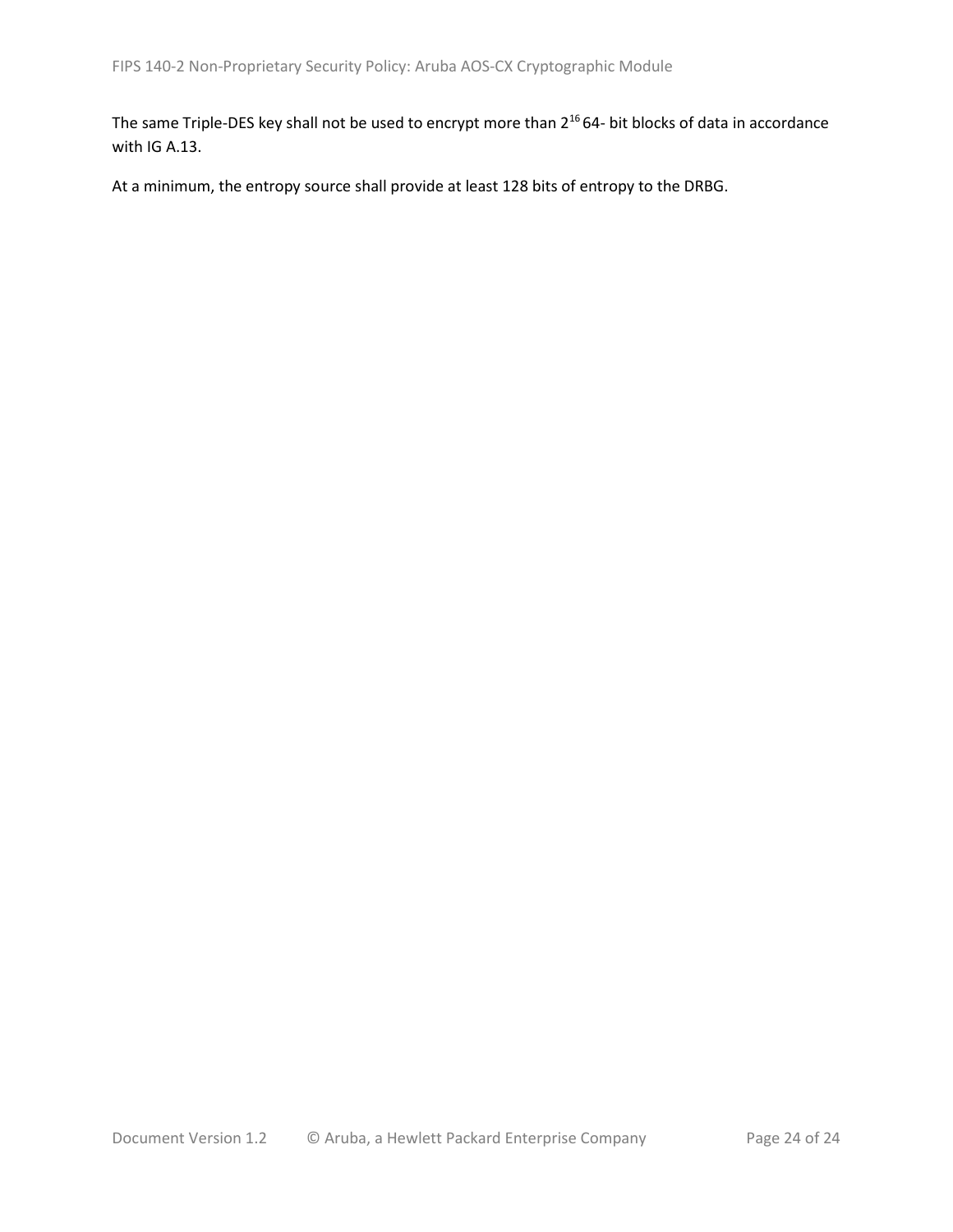The same Triple-DES key shall not be used to encrypt more than $2^{16}$ 64- bit blocks of data in accordance with IG A.13.

At a minimum, the entropy source shall provide at least 128 bits of entropy to the DRBG.